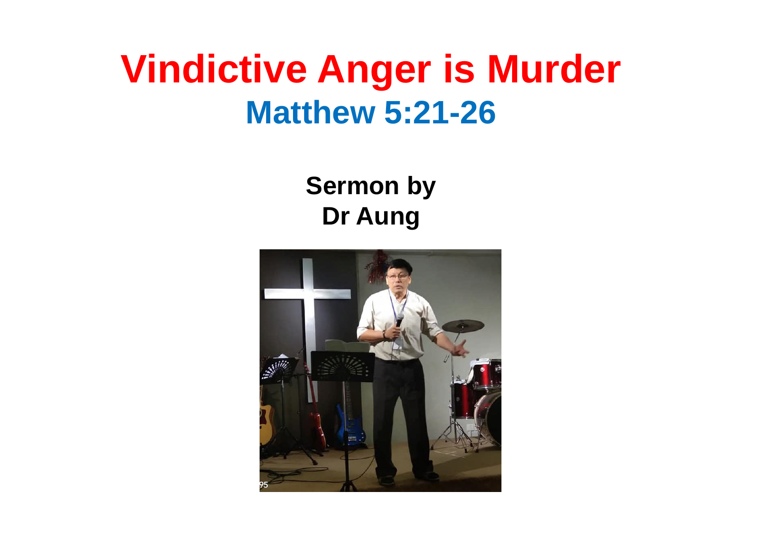# Vindictive Anger is Murder

## Matthew 5:21-26

**Sermon by**
**Dr Aung**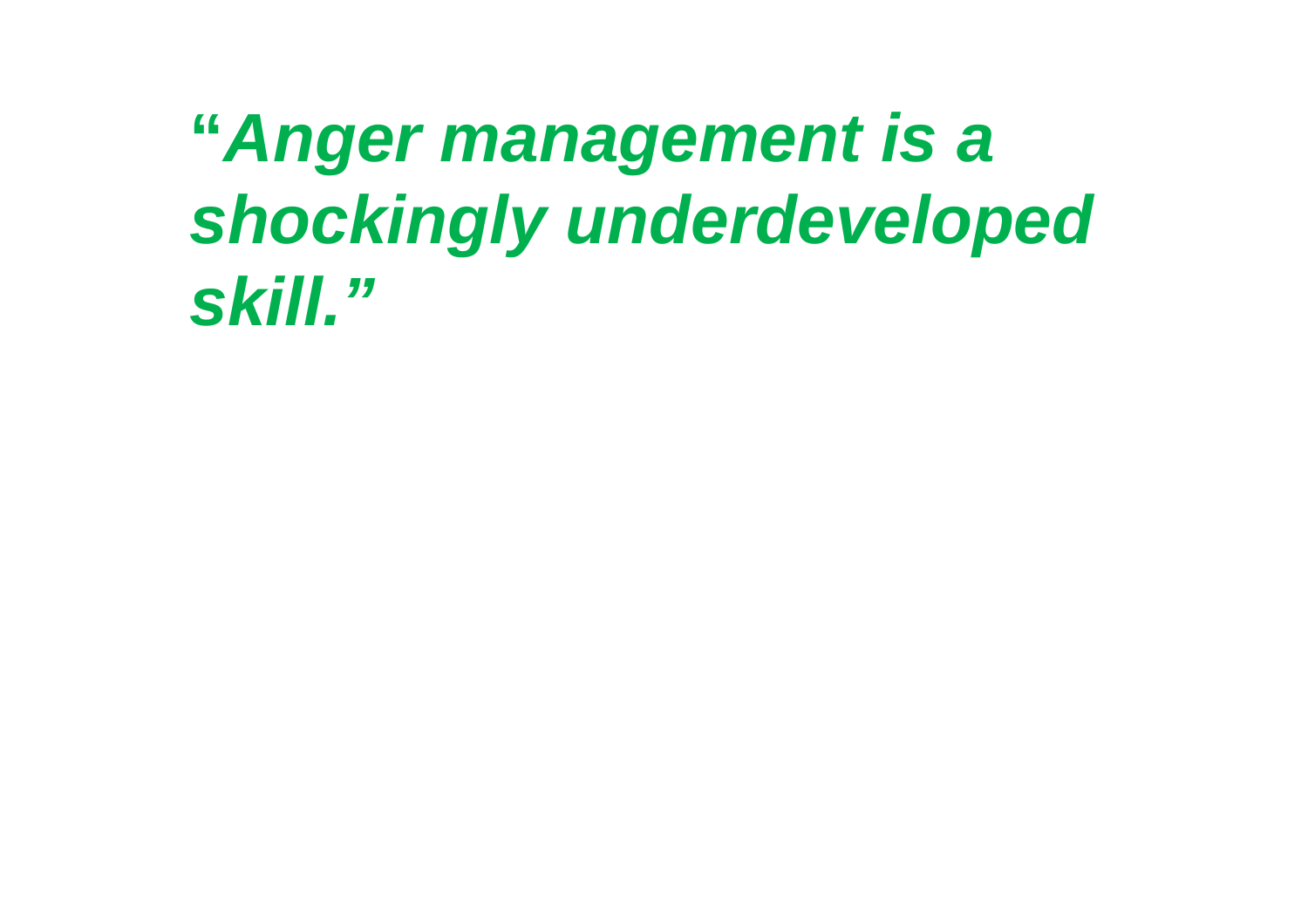***"Anger management is a shockingly underdeveloped skill."***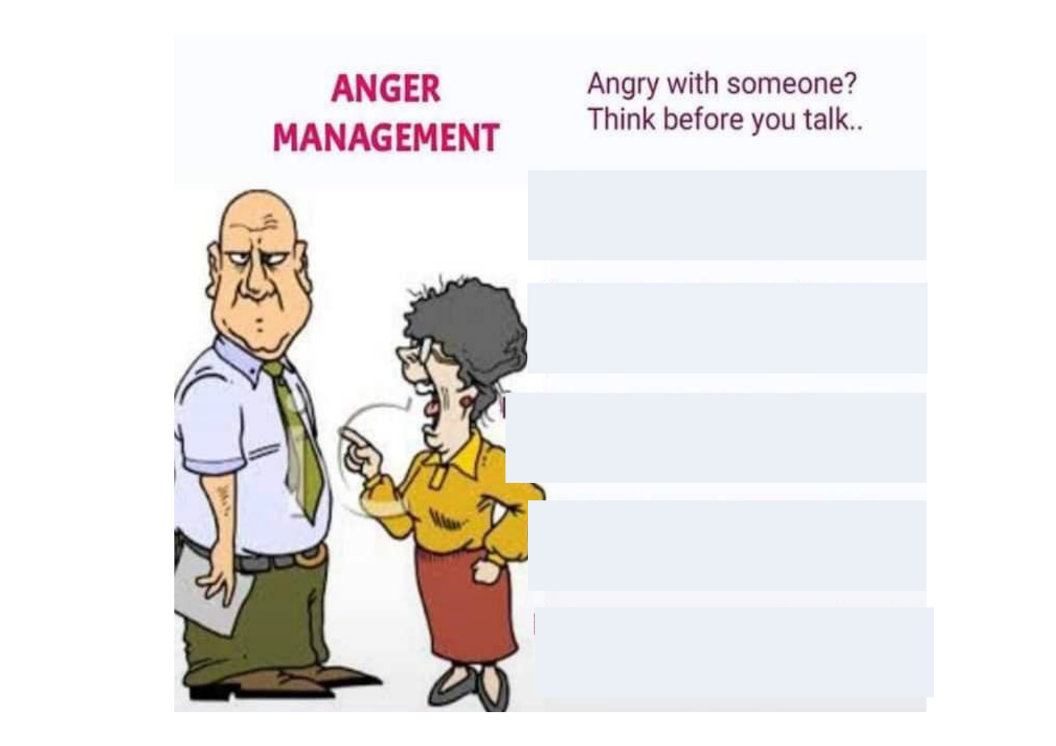# ANGER MANAGEMENT

Angry with someone?
Think before you talk..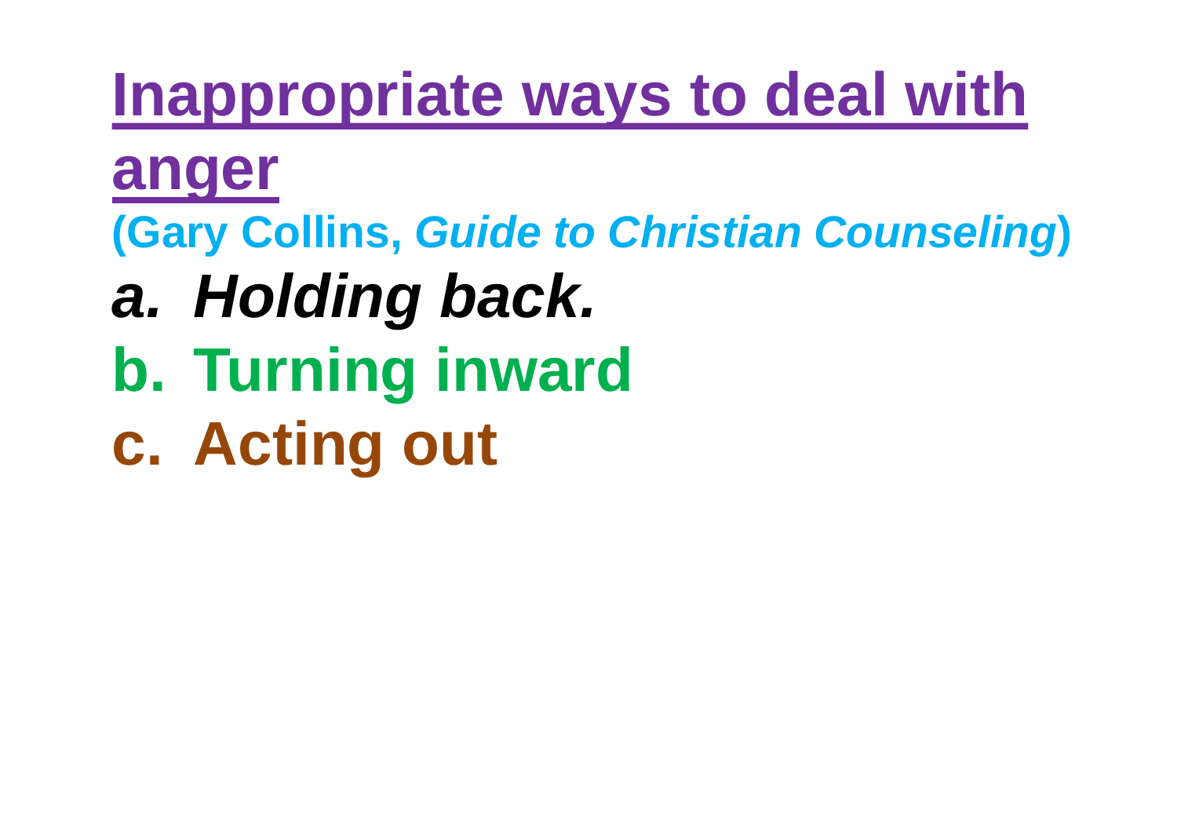# Inappropriate ways to deal with anger

**(Gary Collins, *Guide to Christian Counseling*)**

a. ***Holding back.***
b. **Turning inward**
c. **Acting out**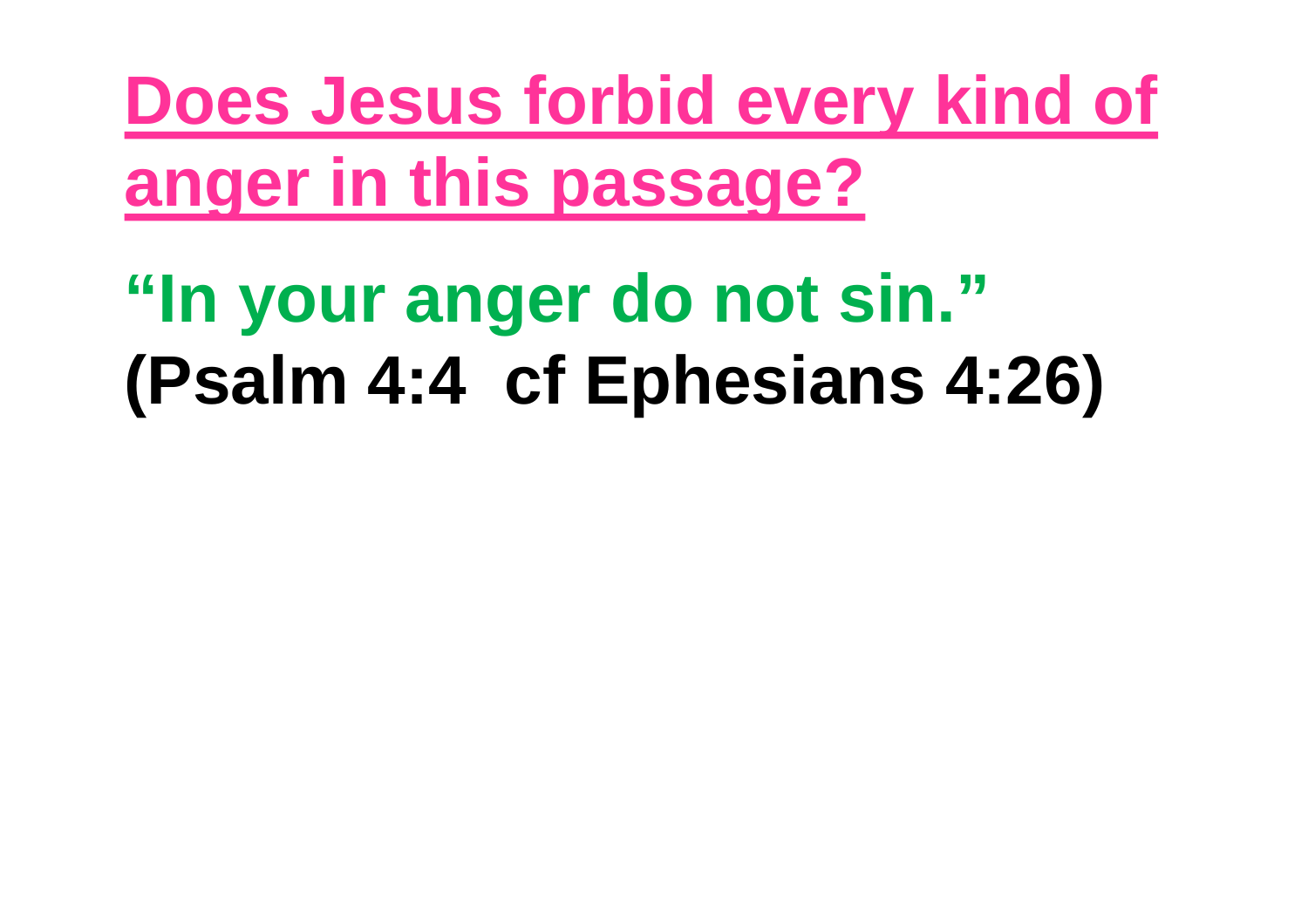## Does Jesus forbid every kind of anger in this passage?

**"In your anger do not sin."**
**(Psalm 4:4 cf Ephesians 4:26)**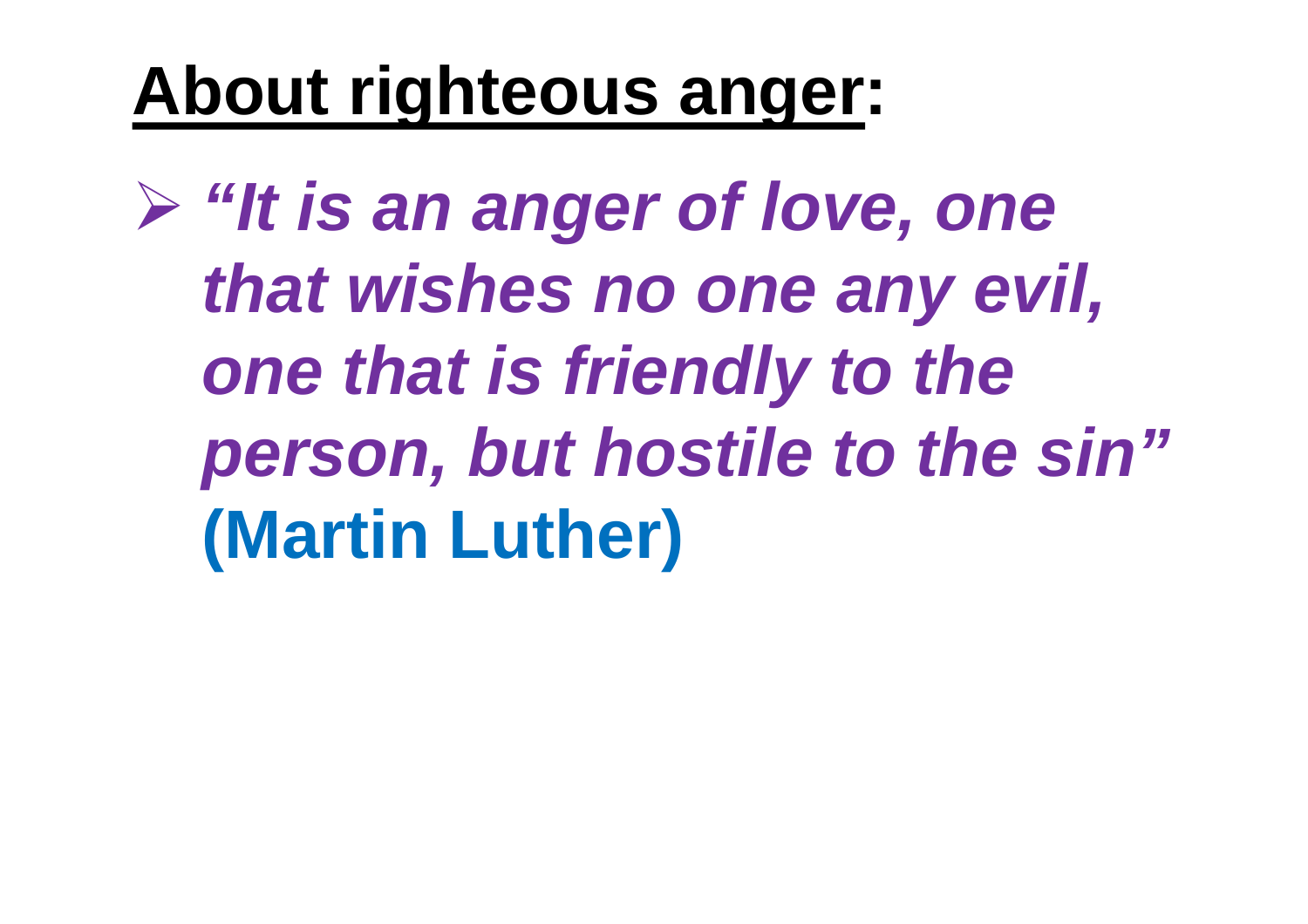# About righteous anger:

- ***"It is an anger of love, one that wishes no one any evil, one that is friendly to the person, but hostile to the sin"*** **(Martin Luther)**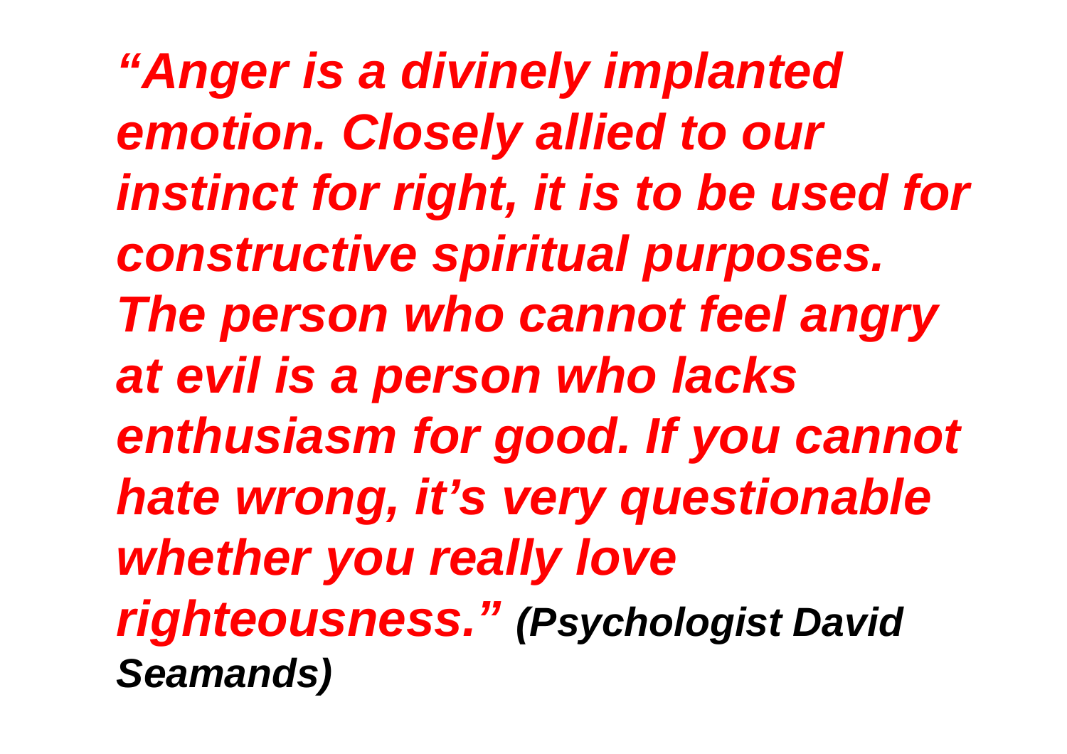***"Anger is a divinely implanted emotion. Closely allied to our instinct for right, it is to be used for constructive spiritual purposes. The person who cannot feel angry at evil is a person who lacks enthusiasm for good. If you cannot hate wrong, it's very questionable whether you really love righteousness."*** ***(Psychologist David Seamands)***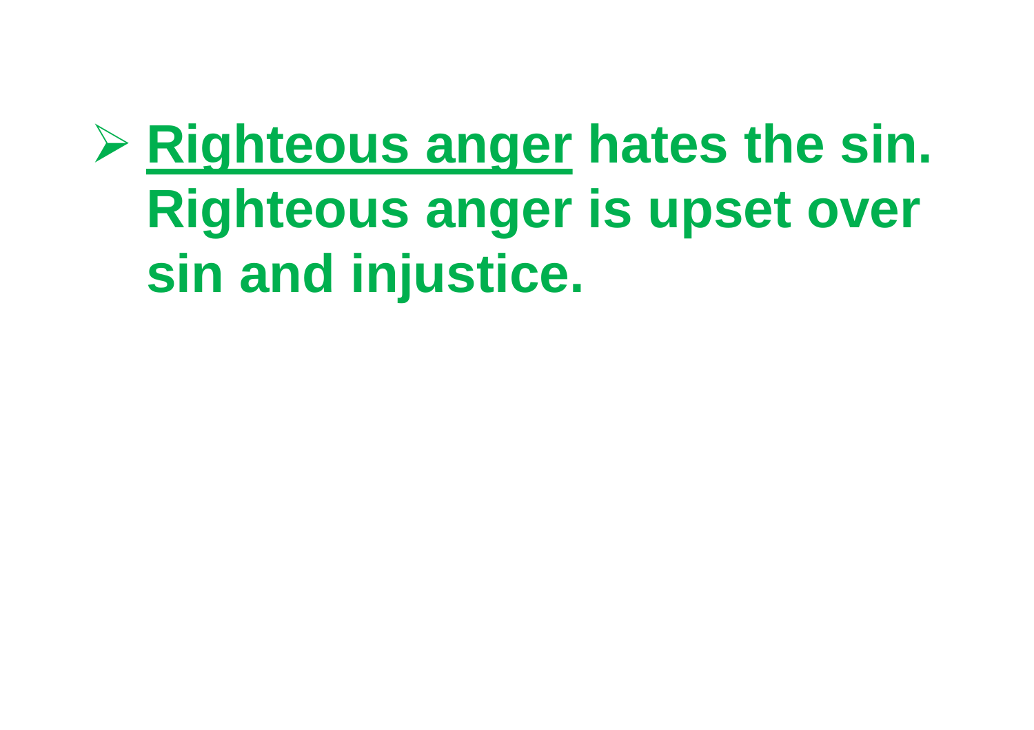- <u>**Righteous anger**</u> **hates the sin. Righteous anger is upset over sin and injustice.**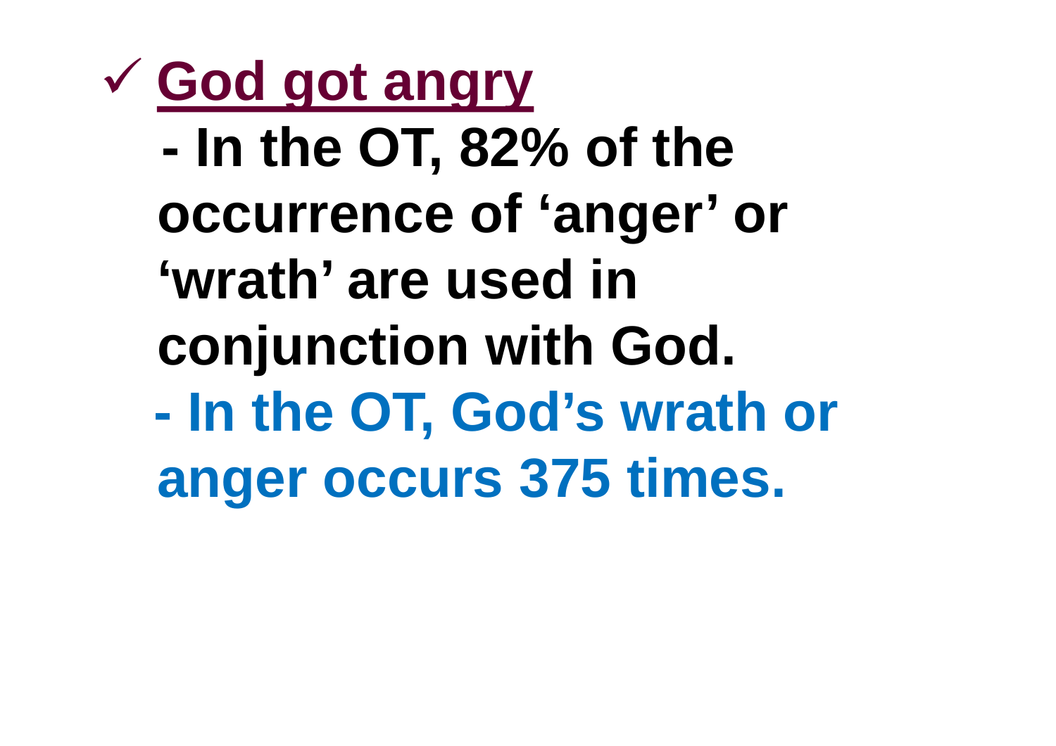✓ **God got angry**

- **In the OT, 82% of the occurrence of 'anger' or 'wrath' are used in conjunction with God.**
- **In the OT, God's wrath or anger occurs 375 times.**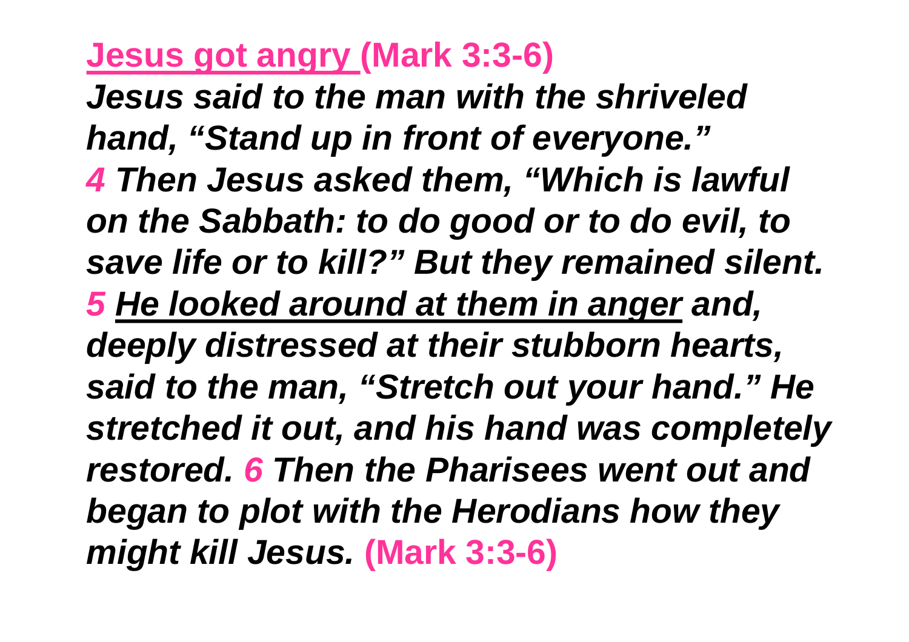**<u>Jesus got angry</u> (Mark 3:3-6)**

***Jesus said to the man with the shriveled hand, "Stand up in front of everyone."***
***4 Then Jesus asked them, "Which is lawful on the Sabbath: to do good or to do evil, to save life or to kill?" But they remained silent.***
***5 <u>He looked around at them in anger</u> and, deeply distressed at their stubborn hearts, said to the man, "Stretch out your hand." He stretched it out, and his hand was completely restored. 6 Then the Pharisees went out and began to plot with the Herodians how they might kill Jesus.*** **(Mark 3:3-6)**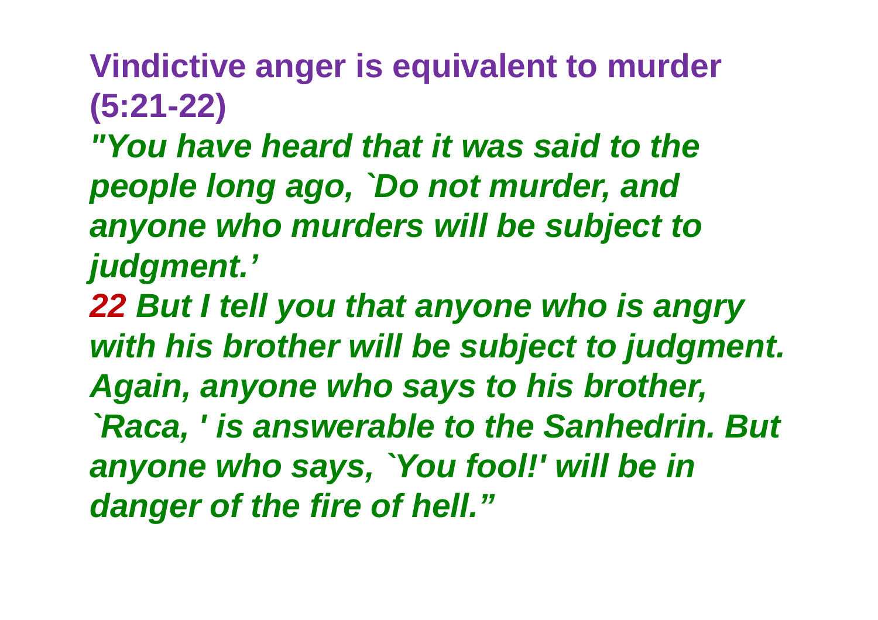## Vindictive anger is equivalent to murder (5:21-22)

*"You have heard that it was said to the people long ago, `Do not murder, and anyone who murders will be subject to judgment.'*

***22** But I tell you that anyone who is angry with his brother will be subject to judgment. Again, anyone who says to his brother, `Raca, ' is answerable to the Sanhedrin. But anyone who says, `You fool!' will be in danger of the fire of hell."*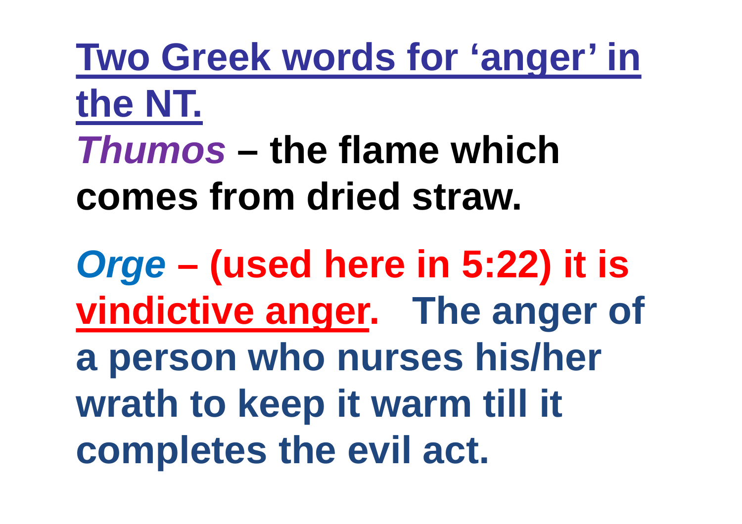## Two Greek words for 'anger' in the NT.

***Thumos*** **– the flame which comes from dried straw.**

***Orge*** **– (used here in 5:22) it is vindictive anger. The anger of a person who nurses his/her wrath to keep it warm till it completes the evil act.**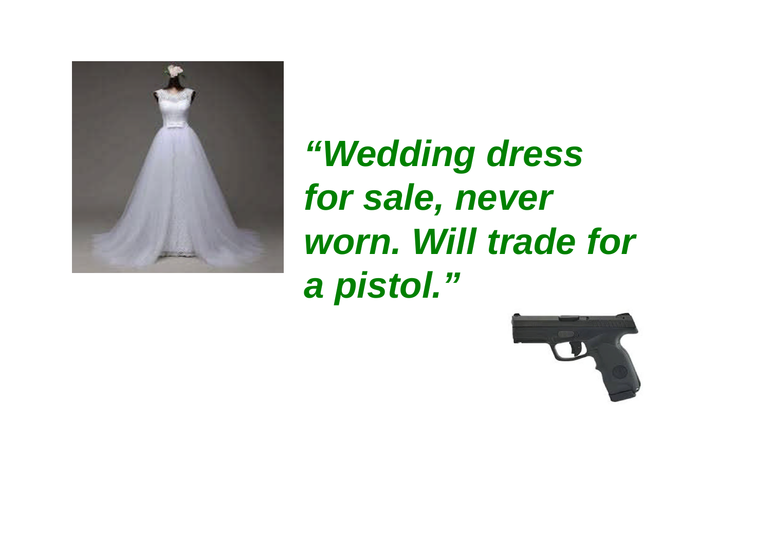***“Wedding dress for sale, never worn. Will trade for a pistol.”***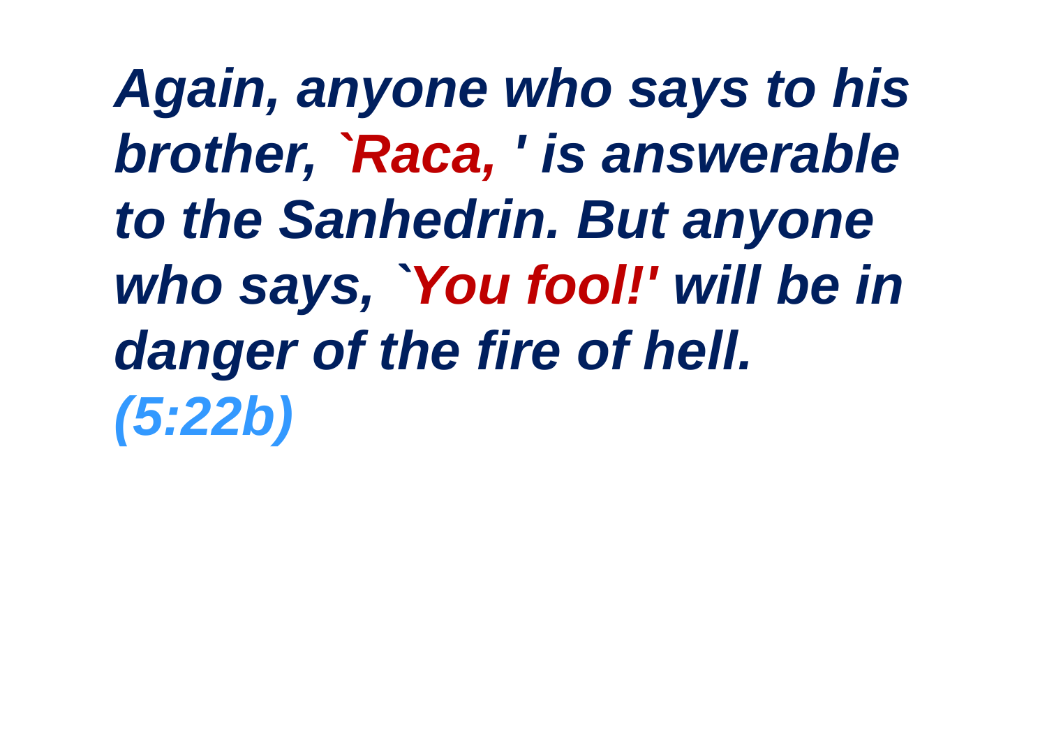***Again, anyone who says to his brother, `Raca, ' is answerable to the Sanhedrin. But anyone who says, `You fool!' will be in danger of the fire of hell. (5:22b)***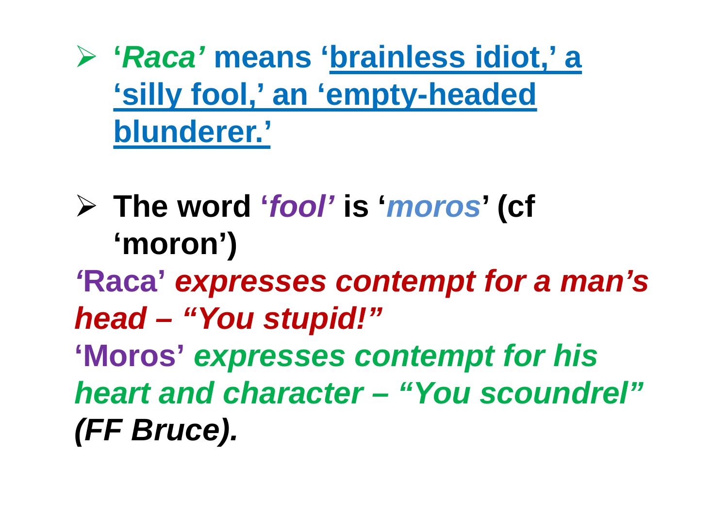- ***'Raca'* means '<u>brainless idiot,' a 'silly fool,' an 'empty-headed blunderer.'</u>**

- **The word '*fool'* is '*moros*' (cf 'moron')**

**'Raca'** ***expresses contempt for a man's head – "You stupid!"***
**'Moros'** ***expresses contempt for his heart and character – "You scoundrel"*** ***(FF Bruce).***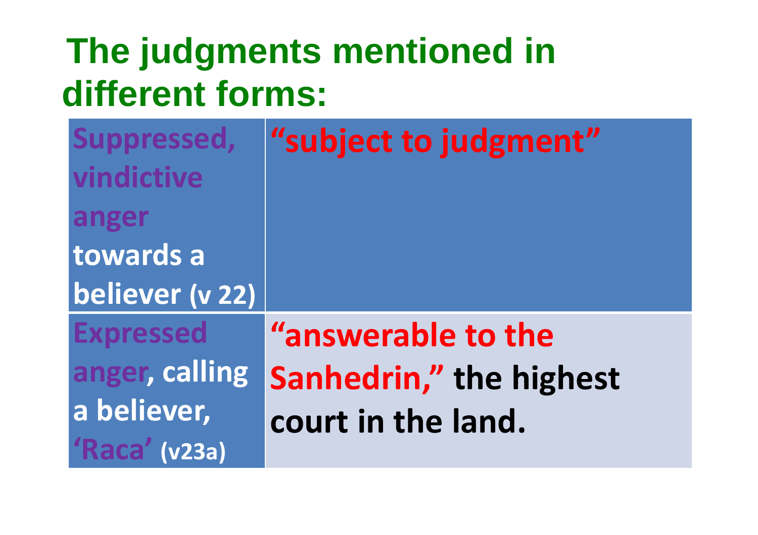# The judgments mentioned in different forms:

| Suppressed, vindictive anger towards a believer (v 22) | “subject to judgment” |
|---|---|
| Expressed anger, calling a believer, ‘Raca’ (v23a) | “answerable to the Sanhedrin,” the highest court in the land. |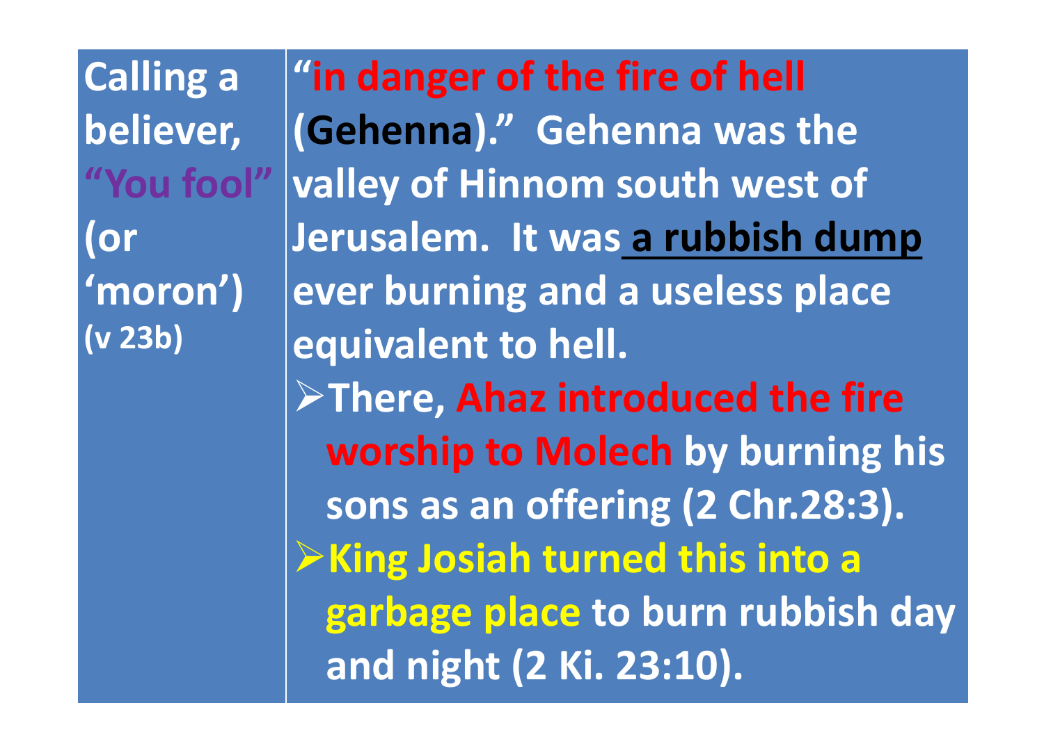| **Calling a believer, "You fool" (or 'moron')** **(v 23b)** | **"in danger of the fire of hell (Gehenna)." Gehenna was the valley of Hinnom south west of Jerusalem. It was a rubbish dump ever burning and a useless place equivalent to hell.**<br>- **There, Ahaz introduced the fire worship to Molech by burning his sons as an offering (2 Chr.28:3).**<br>- **King Josiah turned this into a garbage place to burn rubbish day and night (2 Ki. 23:10).** |
|---|---|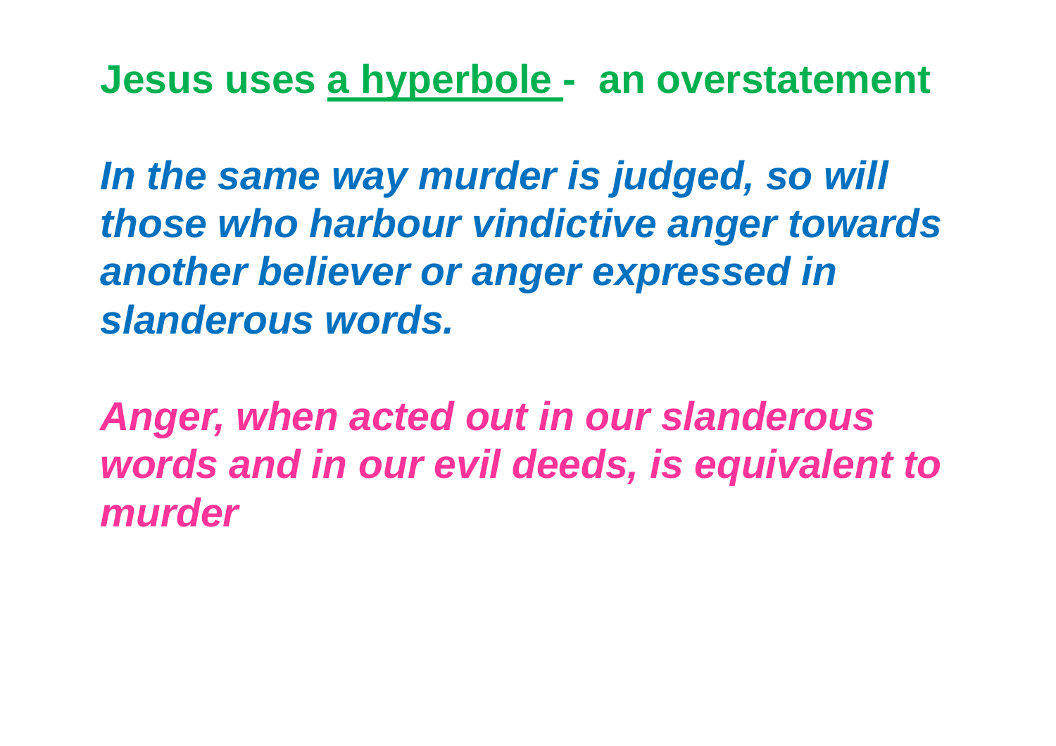**Jesus uses a hyperbole - an overstatement**

***In the same way murder is judged, so will those who harbour vindictive anger towards another believer or anger expressed in slanderous words.***

***Anger, when acted out in our slanderous words and in our evil deeds, is equivalent to murder***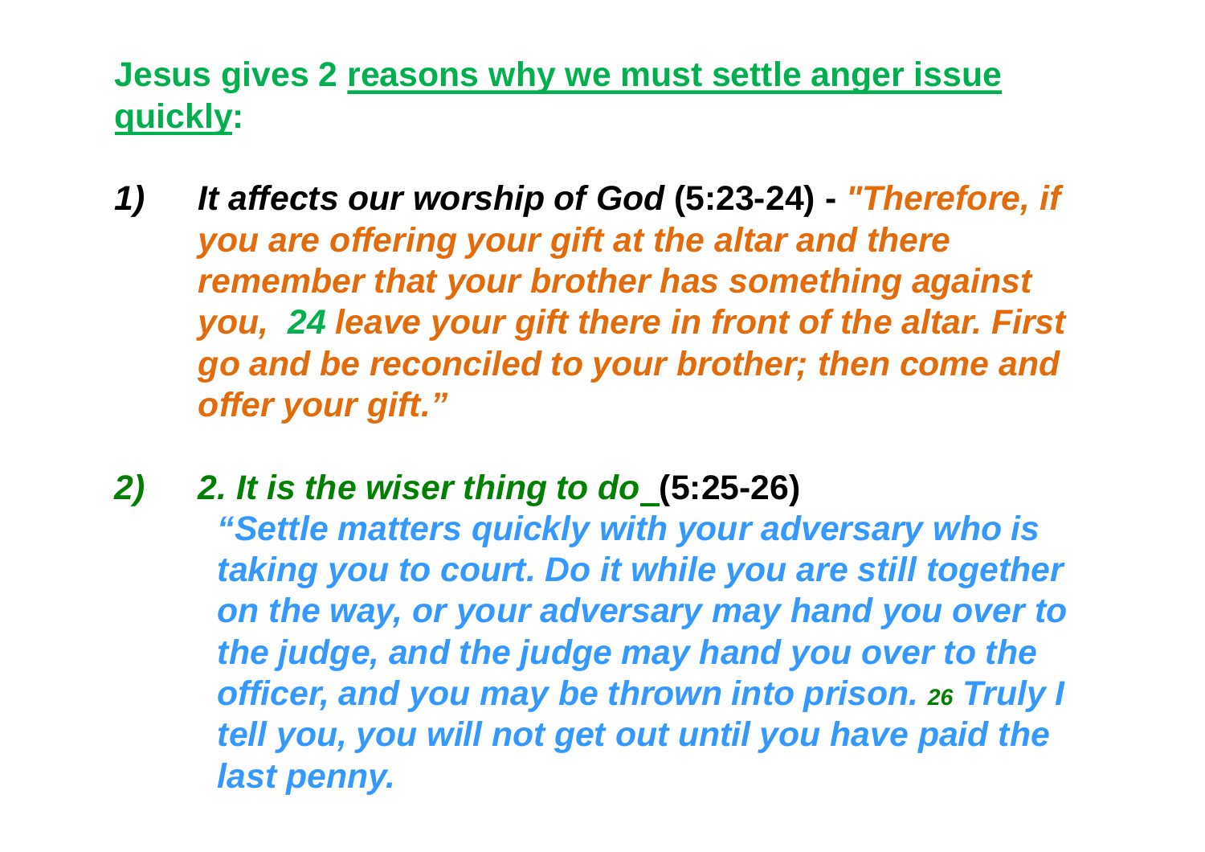**Jesus gives 2 reasons why we must settle anger issue quickly:**

1) ***It affects our worship of God*** **(5:23-24) -** ***"Therefore, if you are offering your gift at the altar and there remember that your brother has something against you, 24 leave your gift there in front of the altar. First go and be reconciled to your brother; then come and offer your gift."***

2) ***2. It is the wiser thing to do*** **(5:25-26)**

   ***"Settle matters quickly with your adversary who is taking you to court. Do it while you are still together on the way, or your adversary may hand you over to the judge, and the judge may hand you over to the officer, and you may be thrown into prison. 26 Truly I tell you, you will not get out until you have paid the last penny.***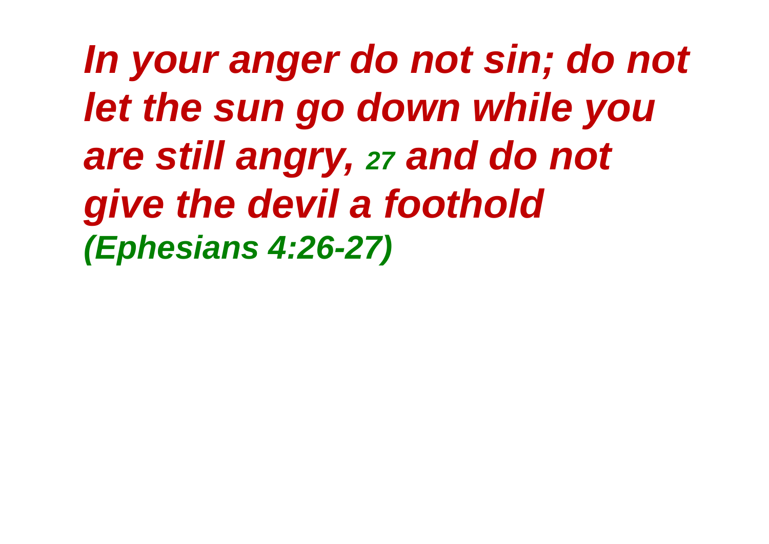***In your anger do not sin; do not let the sun go down while you are still angry, 27 and do not give the devil a foothold***

***(Ephesians 4:26-27)***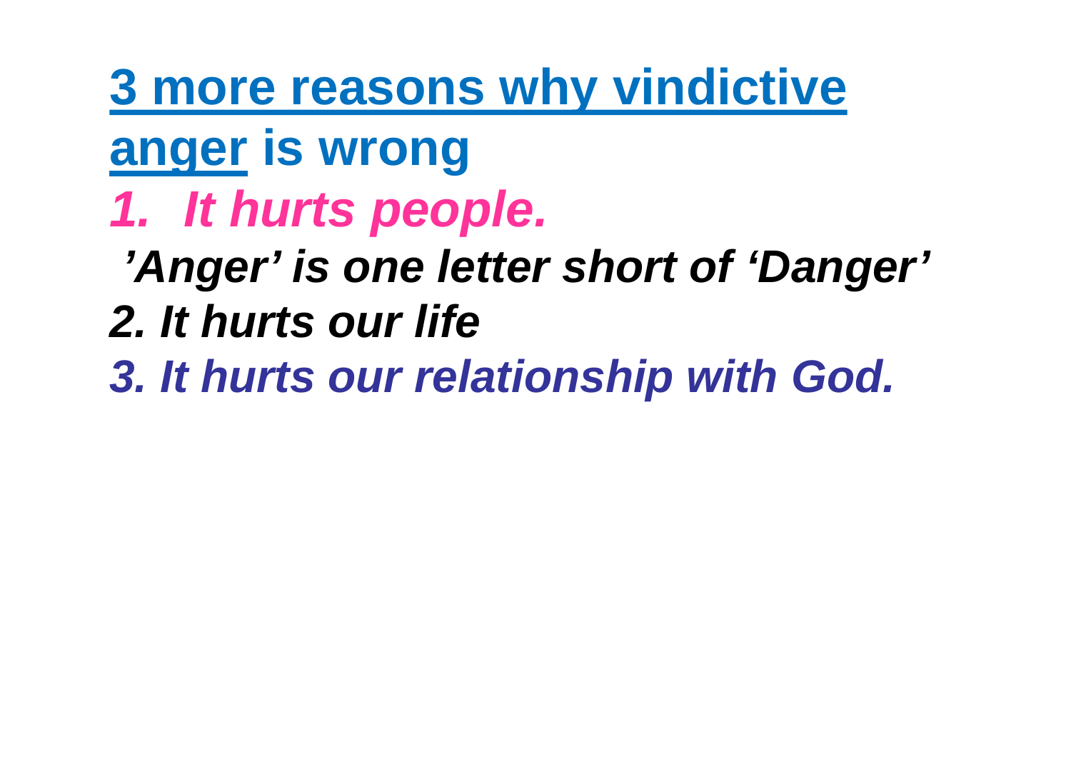## 3 more reasons why vindictive anger is wrong

*1. It hurts people.*

*’Anger’ is one letter short of ‘Danger’*

*2. It hurts our life*

*3. It hurts our relationship with God.*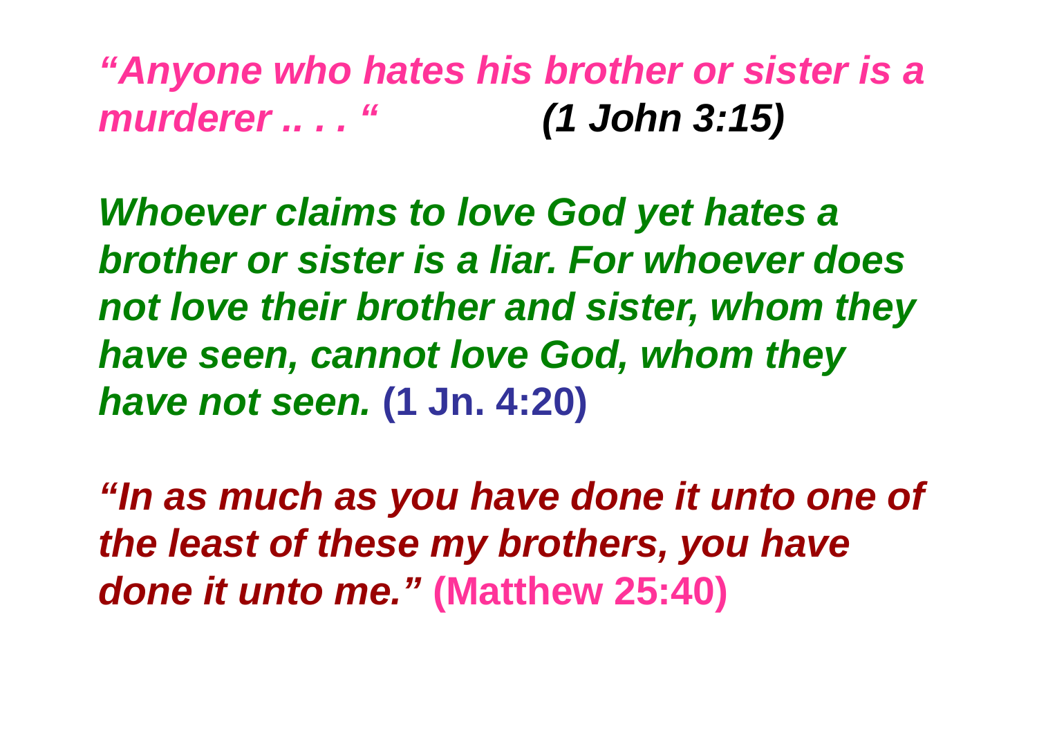*“Anyone who hates his brother or sister is a murderer .. . . “* ***(1 John 3:15)***

***Whoever claims to love God yet hates a brother or sister is a liar. For whoever does not love their brother and sister, whom they have seen, cannot love God, whom they have not seen.*** **(1 Jn. 4:20)**

***“In as much as you have done it unto one of the least of these my brothers, you have done it unto me.”*** **(Matthew 25:40)**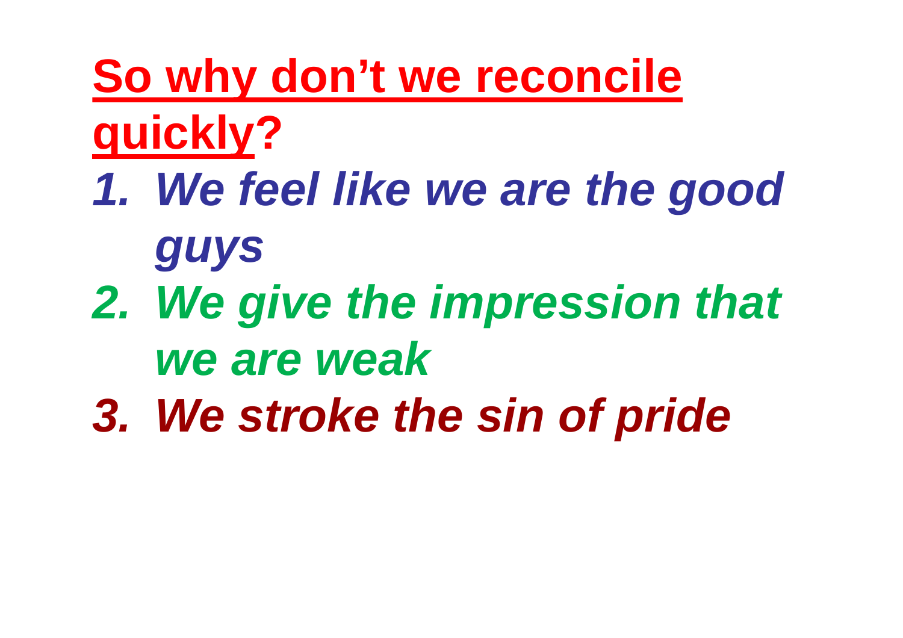## So why don't we reconcile quickly?

1. *We feel like we are the good guys*
2. *We give the impression that we are weak*
3. *We stroke the sin of pride*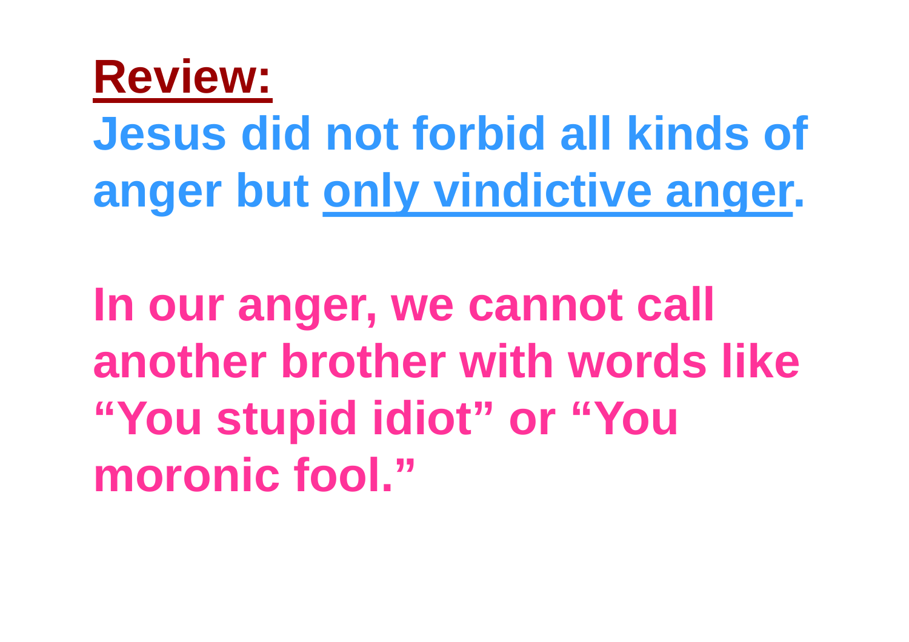## **Review:**

**Jesus did not forbid all kinds of anger but only vindictive anger.**

**In our anger, we cannot call another brother with words like "You stupid idiot" or "You moronic fool."**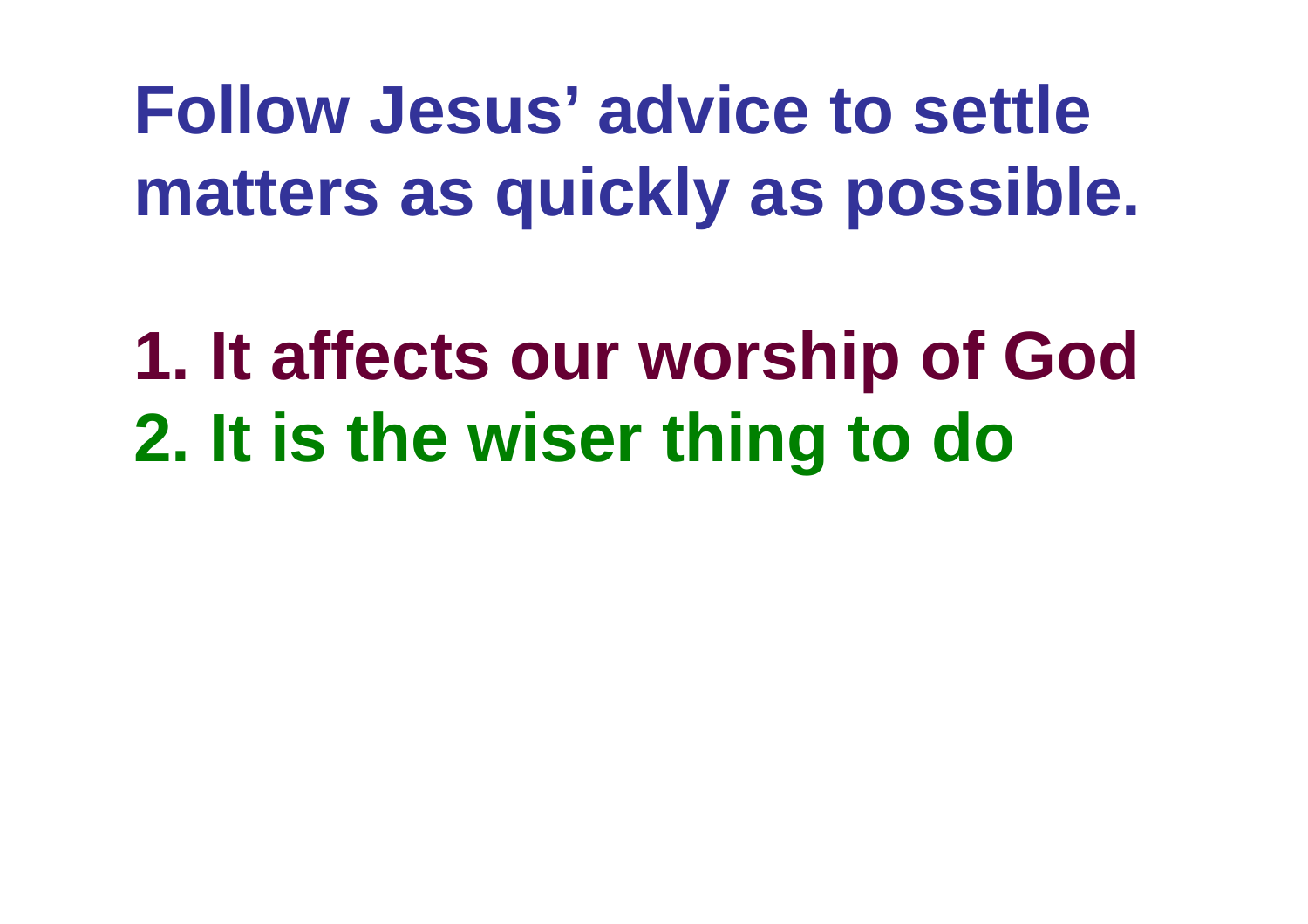# Follow Jesus' advice to settle matters as quickly as possible.

1. It affects our worship of God
2. It is the wiser thing to do